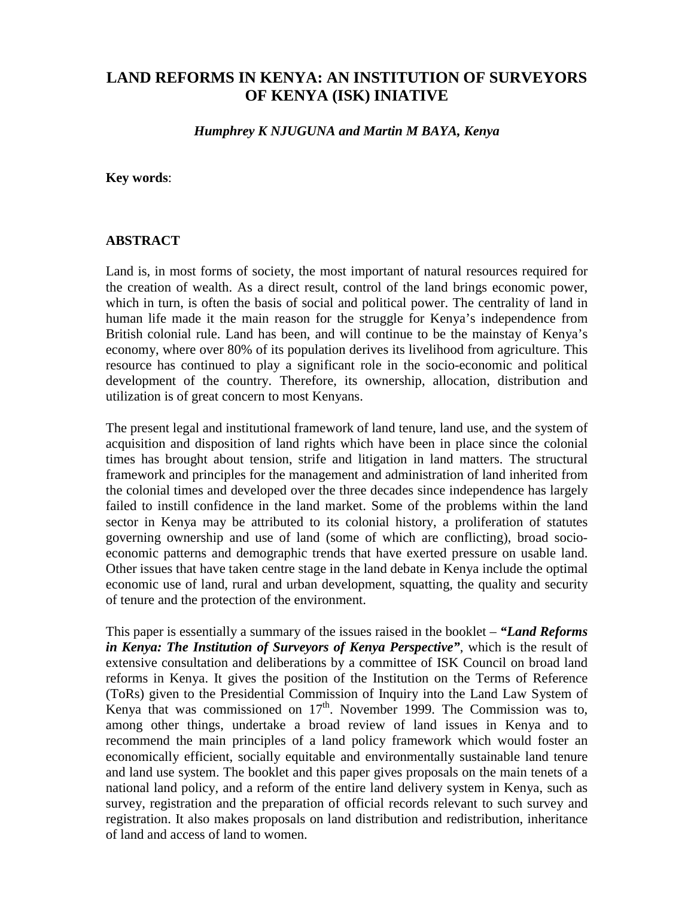# LAND REFORMS IN KENYA: AN INSTITUTION OF SURVEYORS OF KENYA (ISK) INIATIVE

***Humphrey K NJUGUNA and Martin M BAYA, Kenya***

**Key words**:

## ABSTRACT

Land is, in most forms of society, the most important of natural resources required for the creation of wealth. As a direct result, control of the land brings economic power, which in turn, is often the basis of social and political power. The centrality of land in human life made it the main reason for the struggle for Kenya's independence from British colonial rule. Land has been, and will continue to be the mainstay of Kenya's economy, where over 80% of its population derives its livelihood from agriculture. This resource has continued to play a significant role in the socio-economic and political development of the country. Therefore, its ownership, allocation, distribution and utilization is of great concern to most Kenyans.

The present legal and institutional framework of land tenure, land use, and the system of acquisition and disposition of land rights which have been in place since the colonial times has brought about tension, strife and litigation in land matters. The structural framework and principles for the management and administration of land inherited from the colonial times and developed over the three decades since independence has largely failed to instill confidence in the land market. Some of the problems within the land sector in Kenya may be attributed to its colonial history, a proliferation of statutes governing ownership and use of land (some of which are conflicting), broad socio-economic patterns and demographic trends that have exerted pressure on usable land. Other issues that have taken centre stage in the land debate in Kenya include the optimal economic use of land, rural and urban development, squatting, the quality and security of tenure and the protection of the environment.

This paper is essentially a summary of the issues raised in the booklet – ***"Land Reforms in Kenya: The Institution of Surveyors of Kenya Perspective"***, which is the result of extensive consultation and deliberations by a committee of ISK Council on broad land reforms in Kenya. It gives the position of the Institution on the Terms of Reference (ToRs) given to the Presidential Commission of Inquiry into the Land Law System of Kenya that was commissioned on 17th. November 1999. The Commission was to, among other things, undertake a broad review of land issues in Kenya and to recommend the main principles of a land policy framework which would foster an economically efficient, socially equitable and environmentally sustainable land tenure and land use system. The booklet and this paper gives proposals on the main tenets of a national land policy, and a reform of the entire land delivery system in Kenya, such as survey, registration and the preparation of official records relevant to such survey and registration. It also makes proposals on land distribution and redistribution, inheritance of land and access of land to women.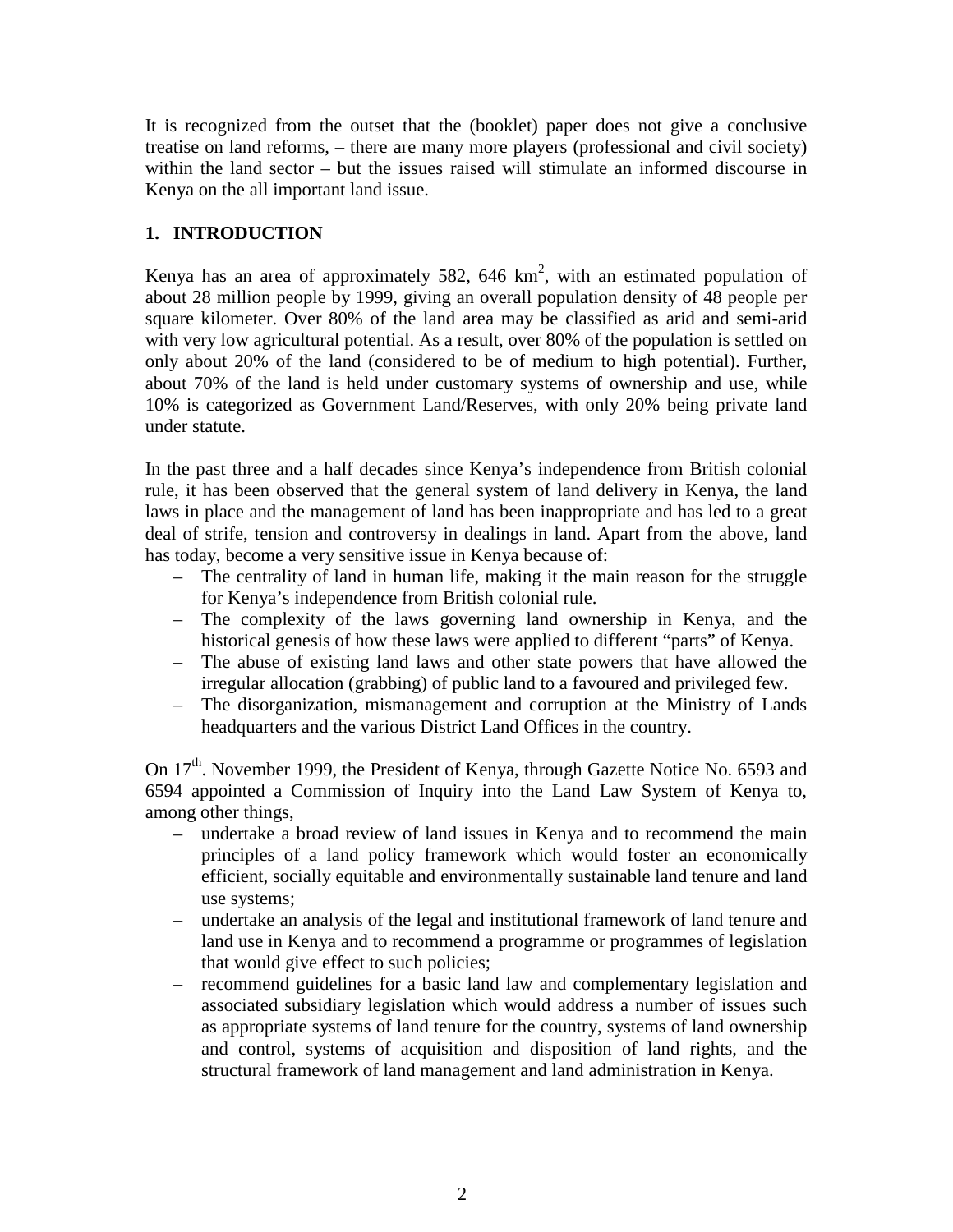It is recognized from the outset that the (booklet) paper does not give a conclusive treatise on land reforms, – there are many more players (professional and civil society) within the land sector – but the issues raised will stimulate an informed discourse in Kenya on the all important land issue.

## 1. INTRODUCTION

Kenya has an area of approximately 582, 646 km$^2$, with an estimated population of about 28 million people by 1999, giving an overall population density of 48 people per square kilometer. Over 80% of the land area may be classified as arid and semi-arid with very low agricultural potential. As a result, over 80% of the population is settled on only about 20% of the land (considered to be of medium to high potential). Further, about 70% of the land is held under customary systems of ownership and use, while 10% is categorized as Government Land/Reserves, with only 20% being private land under statute.

In the past three and a half decades since Kenya's independence from British colonial rule, it has been observed that the general system of land delivery in Kenya, the land laws in place and the management of land has been inappropriate and has led to a great deal of strife, tension and controversy in dealings in land. Apart from the above, land has today, become a very sensitive issue in Kenya because of:

- The centrality of land in human life, making it the main reason for the struggle for Kenya's independence from British colonial rule.
- The complexity of the laws governing land ownership in Kenya, and the historical genesis of how these laws were applied to different "parts" of Kenya.
- The abuse of existing land laws and other state powers that have allowed the irregular allocation (grabbing) of public land to a favoured and privileged few.
- The disorganization, mismanagement and corruption at the Ministry of Lands headquarters and the various District Land Offices in the country.

On 17th. November 1999, the President of Kenya, through Gazette Notice No. 6593 and 6594 appointed a Commission of Inquiry into the Land Law System of Kenya to, among other things,

- undertake a broad review of land issues in Kenya and to recommend the main principles of a land policy framework which would foster an economically efficient, socially equitable and environmentally sustainable land tenure and land use systems;
- undertake an analysis of the legal and institutional framework of land tenure and land use in Kenya and to recommend a programme or programmes of legislation that would give effect to such policies;
- recommend guidelines for a basic land law and complementary legislation and associated subsidiary legislation which would address a number of issues such as appropriate systems of land tenure for the country, systems of land ownership and control, systems of acquisition and disposition of land rights, and the structural framework of land management and land administration in Kenya.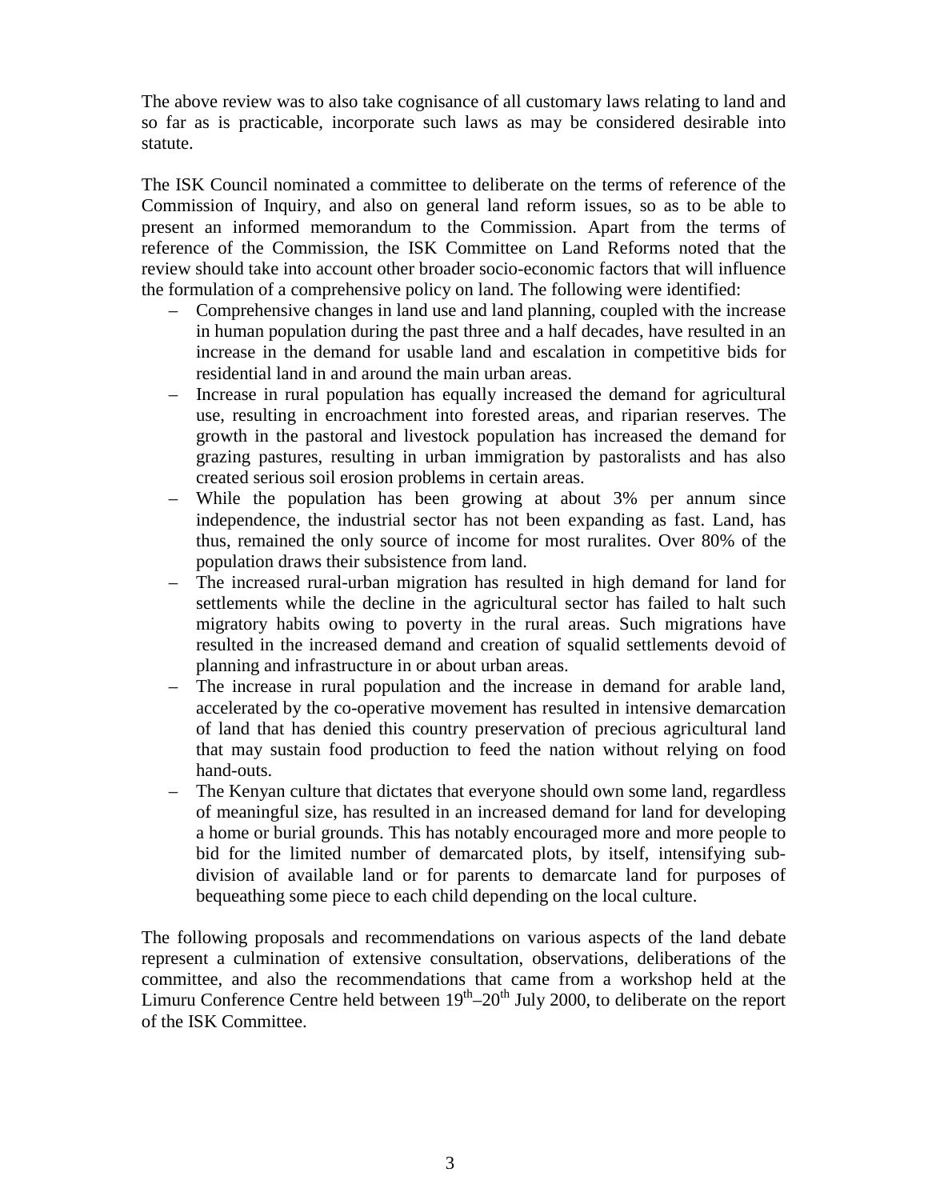The above review was to also take cognisance of all customary laws relating to land and so far as is practicable, incorporate such laws as may be considered desirable into statute.

The ISK Council nominated a committee to deliberate on the terms of reference of the Commission of Inquiry, and also on general land reform issues, so as to be able to present an informed memorandum to the Commission. Apart from the terms of reference of the Commission, the ISK Committee on Land Reforms noted that the review should take into account other broader socio-economic factors that will influence the formulation of a comprehensive policy on land. The following were identified:

- Comprehensive changes in land use and land planning, coupled with the increase in human population during the past three and a half decades, have resulted in an increase in the demand for usable land and escalation in competitive bids for residential land in and around the main urban areas.
- Increase in rural population has equally increased the demand for agricultural use, resulting in encroachment into forested areas, and riparian reserves. The growth in the pastoral and livestock population has increased the demand for grazing pastures, resulting in urban immigration by pastoralists and has also created serious soil erosion problems in certain areas.
- While the population has been growing at about 3% per annum since independence, the industrial sector has not been expanding as fast. Land, has thus, remained the only source of income for most ruralites. Over 80% of the population draws their subsistence from land.
- The increased rural-urban migration has resulted in high demand for land for settlements while the decline in the agricultural sector has failed to halt such migratory habits owing to poverty in the rural areas. Such migrations have resulted in the increased demand and creation of squalid settlements devoid of planning and infrastructure in or about urban areas.
- The increase in rural population and the increase in demand for arable land, accelerated by the co-operative movement has resulted in intensive demarcation of land that has denied this country preservation of precious agricultural land that may sustain food production to feed the nation without relying on food hand-outs.
- The Kenyan culture that dictates that everyone should own some land, regardless of meaningful size, has resulted in an increased demand for land for developing a home or burial grounds. This has notably encouraged more and more people to bid for the limited number of demarcated plots, by itself, intensifying sub-division of available land or for parents to demarcate land for purposes of bequeathing some piece to each child depending on the local culture.

The following proposals and recommendations on various aspects of the land debate represent a culmination of extensive consultation, observations, deliberations of the committee, and also the recommendations that came from a workshop held at the Limuru Conference Centre held between 19th–20th July 2000, to deliberate on the report of the ISK Committee.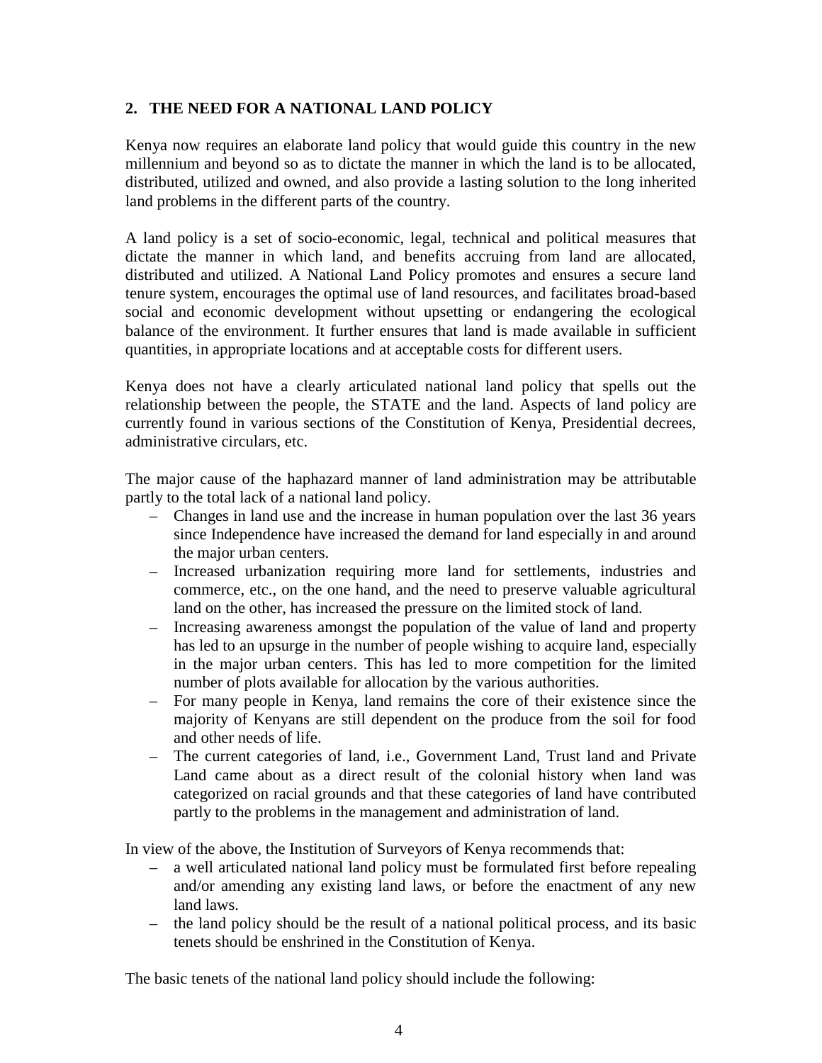## 2. THE NEED FOR A NATIONAL LAND POLICY

Kenya now requires an elaborate land policy that would guide this country in the new millennium and beyond so as to dictate the manner in which the land is to be allocated, distributed, utilized and owned, and also provide a lasting solution to the long inherited land problems in the different parts of the country.

A land policy is a set of socio-economic, legal, technical and political measures that dictate the manner in which land, and benefits accruing from land are allocated, distributed and utilized. A National Land Policy promotes and ensures a secure land tenure system, encourages the optimal use of land resources, and facilitates broad-based social and economic development without upsetting or endangering the ecological balance of the environment. It further ensures that land is made available in sufficient quantities, in appropriate locations and at acceptable costs for different users.

Kenya does not have a clearly articulated national land policy that spells out the relationship between the people, the STATE and the land. Aspects of land policy are currently found in various sections of the Constitution of Kenya, Presidential decrees, administrative circulars, etc.

The major cause of the haphazard manner of land administration may be attributable partly to the total lack of a national land policy.

- Changes in land use and the increase in human population over the last 36 years since Independence have increased the demand for land especially in and around the major urban centers.
- Increased urbanization requiring more land for settlements, industries and commerce, etc., on the one hand, and the need to preserve valuable agricultural land on the other, has increased the pressure on the limited stock of land.
- Increasing awareness amongst the population of the value of land and property has led to an upsurge in the number of people wishing to acquire land, especially in the major urban centers. This has led to more competition for the limited number of plots available for allocation by the various authorities.
- For many people in Kenya, land remains the core of their existence since the majority of Kenyans are still dependent on the produce from the soil for food and other needs of life.
- The current categories of land, i.e., Government Land, Trust land and Private Land came about as a direct result of the colonial history when land was categorized on racial grounds and that these categories of land have contributed partly to the problems in the management and administration of land.

In view of the above, the Institution of Surveyors of Kenya recommends that:

- a well articulated national land policy must be formulated first before repealing and/or amending any existing land laws, or before the enactment of any new land laws.
- the land policy should be the result of a national political process, and its basic tenets should be enshrined in the Constitution of Kenya.

The basic tenets of the national land policy should include the following: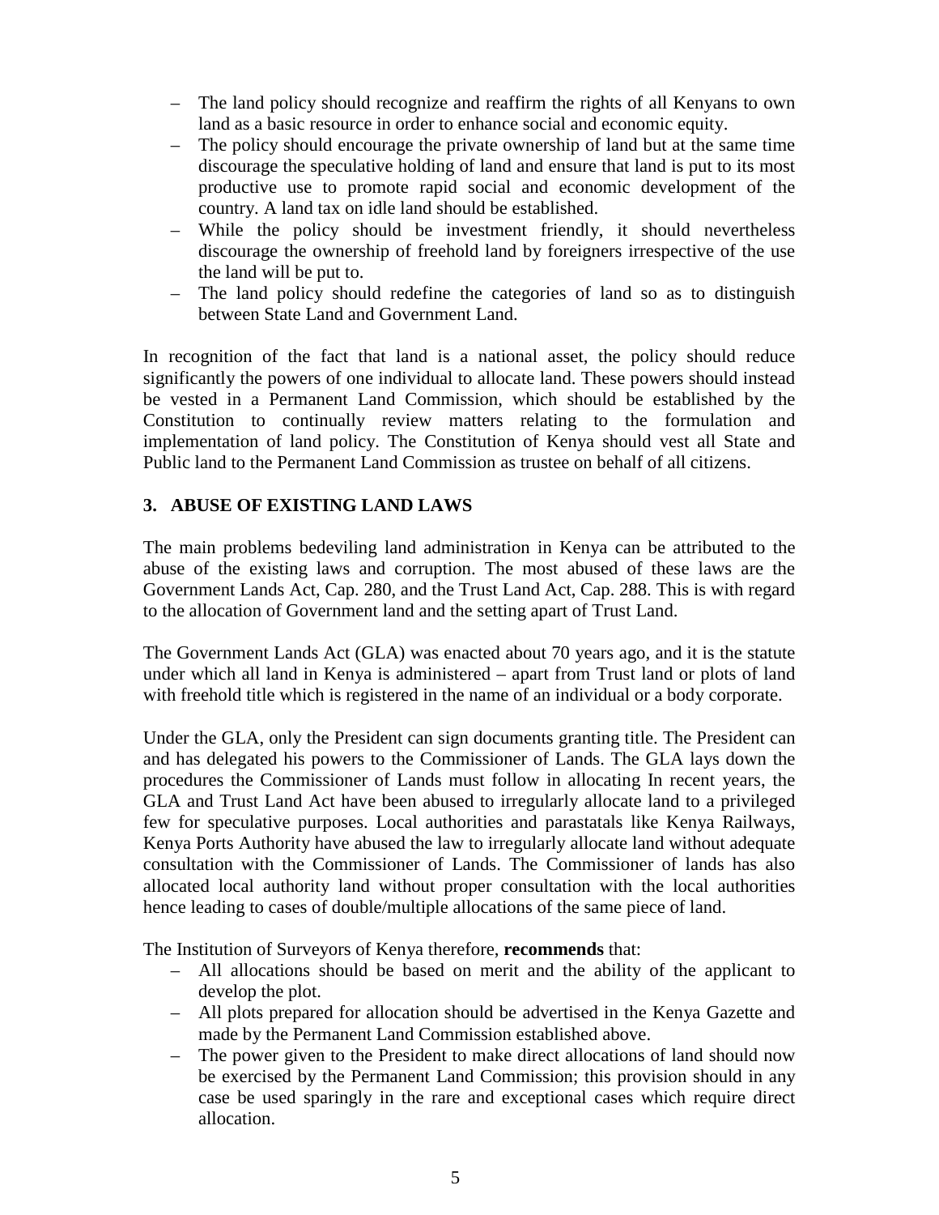- The land policy should recognize and reaffirm the rights of all Kenyans to own land as a basic resource in order to enhance social and economic equity.
- The policy should encourage the private ownership of land but at the same time discourage the speculative holding of land and ensure that land is put to its most productive use to promote rapid social and economic development of the country. A land tax on idle land should be established.
- While the policy should be investment friendly, it should nevertheless discourage the ownership of freehold land by foreigners irrespective of the use the land will be put to.
- The land policy should redefine the categories of land so as to distinguish between State Land and Government Land.

In recognition of the fact that land is a national asset, the policy should reduce significantly the powers of one individual to allocate land. These powers should instead be vested in a Permanent Land Commission, which should be established by the Constitution to continually review matters relating to the formulation and implementation of land policy. The Constitution of Kenya should vest all State and Public land to the Permanent Land Commission as trustee on behalf of all citizens.

## 3. ABUSE OF EXISTING LAND LAWS

The main problems bedeviling land administration in Kenya can be attributed to the abuse of the existing laws and corruption. The most abused of these laws are the Government Lands Act, Cap. 280, and the Trust Land Act, Cap. 288. This is with regard to the allocation of Government land and the setting apart of Trust Land.

The Government Lands Act (GLA) was enacted about 70 years ago, and it is the statute under which all land in Kenya is administered – apart from Trust land or plots of land with freehold title which is registered in the name of an individual or a body corporate.

Under the GLA, only the President can sign documents granting title. The President can and has delegated his powers to the Commissioner of Lands. The GLA lays down the procedures the Commissioner of Lands must follow in allocating In recent years, the GLA and Trust Land Act have been abused to irregularly allocate land to a privileged few for speculative purposes. Local authorities and parastatals like Kenya Railways, Kenya Ports Authority have abused the law to irregularly allocate land without adequate consultation with the Commissioner of Lands. The Commissioner of lands has also allocated local authority land without proper consultation with the local authorities hence leading to cases of double/multiple allocations of the same piece of land.

The Institution of Surveyors of Kenya therefore, **recommends** that:

- All allocations should be based on merit and the ability of the applicant to develop the plot.
- All plots prepared for allocation should be advertised in the Kenya Gazette and made by the Permanent Land Commission established above.
- The power given to the President to make direct allocations of land should now be exercised by the Permanent Land Commission; this provision should in any case be used sparingly in the rare and exceptional cases which require direct allocation.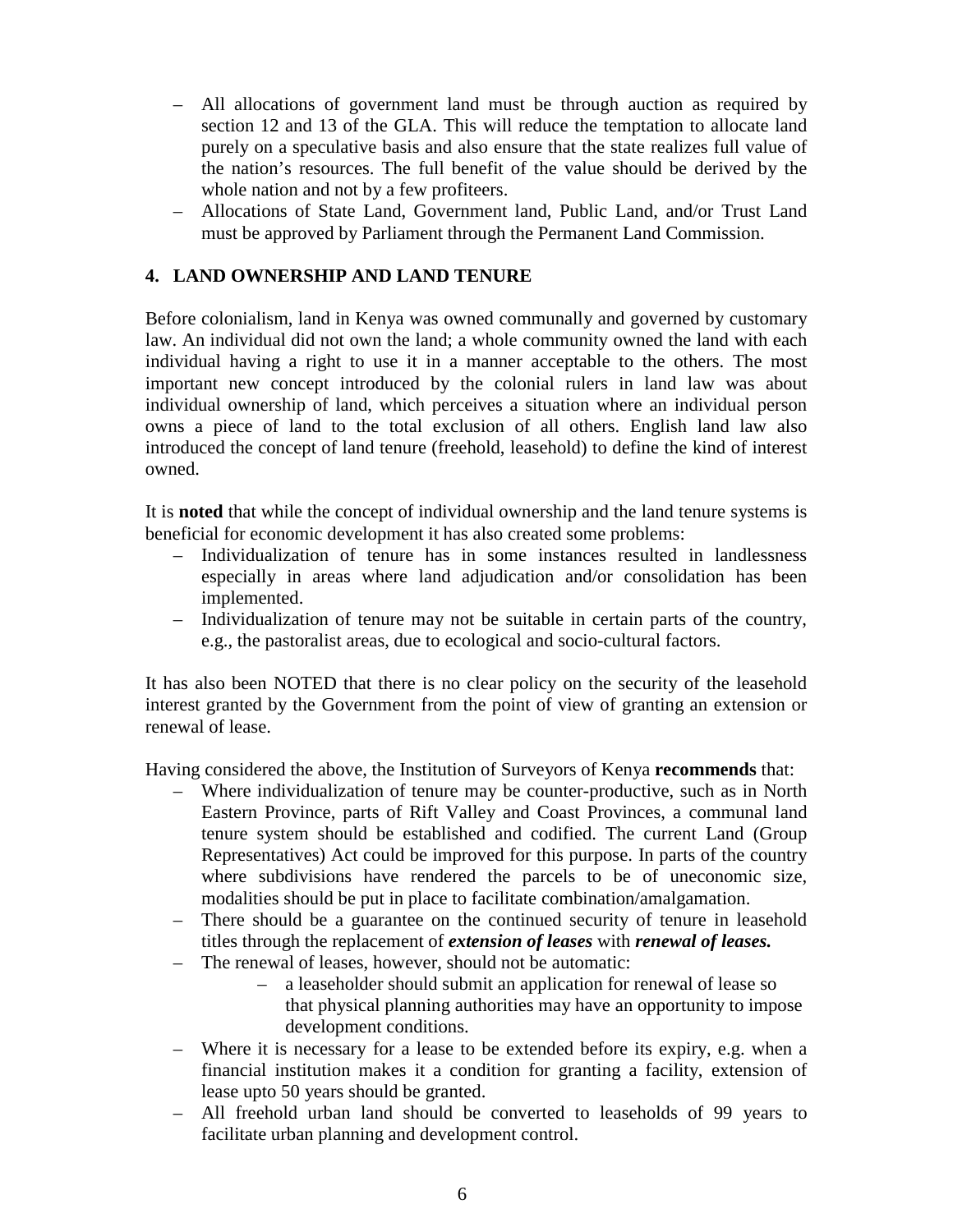- All allocations of government land must be through auction as required by section 12 and 13 of the GLA. This will reduce the temptation to allocate land purely on a speculative basis and also ensure that the state realizes full value of the nation's resources. The full benefit of the value should be derived by the whole nation and not by a few profiteers.
- Allocations of State Land, Government land, Public Land, and/or Trust Land must be approved by Parliament through the Permanent Land Commission.

## 4. LAND OWNERSHIP AND LAND TENURE

Before colonialism, land in Kenya was owned communally and governed by customary law. An individual did not own the land; a whole community owned the land with each individual having a right to use it in a manner acceptable to the others. The most important new concept introduced by the colonial rulers in land law was about individual ownership of land, which perceives a situation where an individual person owns a piece of land to the total exclusion of all others. English land law also introduced the concept of land tenure (freehold, leasehold) to define the kind of interest owned.

It is **noted** that while the concept of individual ownership and the land tenure systems is beneficial for economic development it has also created some problems:

- Individualization of tenure has in some instances resulted in landlessness especially in areas where land adjudication and/or consolidation has been implemented.
- Individualization of tenure may not be suitable in certain parts of the country, e.g., the pastoralist areas, due to ecological and socio-cultural factors.

It has also been NOTED that there is no clear policy on the security of the leasehold interest granted by the Government from the point of view of granting an extension or renewal of lease.

Having considered the above, the Institution of Surveyors of Kenya **recommends** that:

- Where individualization of tenure may be counter-productive, such as in North Eastern Province, parts of Rift Valley and Coast Provinces, a communal land tenure system should be established and codified. The current Land (Group Representatives) Act could be improved for this purpose. In parts of the country where subdivisions have rendered the parcels to be of uneconomic size, modalities should be put in place to facilitate combination/amalgamation.
- There should be a guarantee on the continued security of tenure in leasehold titles through the replacement of ***extension of leases*** with ***renewal of leases.***
- The renewal of leases, however, should not be automatic:
  - a leaseholder should submit an application for renewal of lease so that physical planning authorities may have an opportunity to impose development conditions.
- Where it is necessary for a lease to be extended before its expiry, e.g. when a financial institution makes it a condition for granting a facility, extension of lease upto 50 years should be granted.
- All freehold urban land should be converted to leaseholds of 99 years to facilitate urban planning and development control.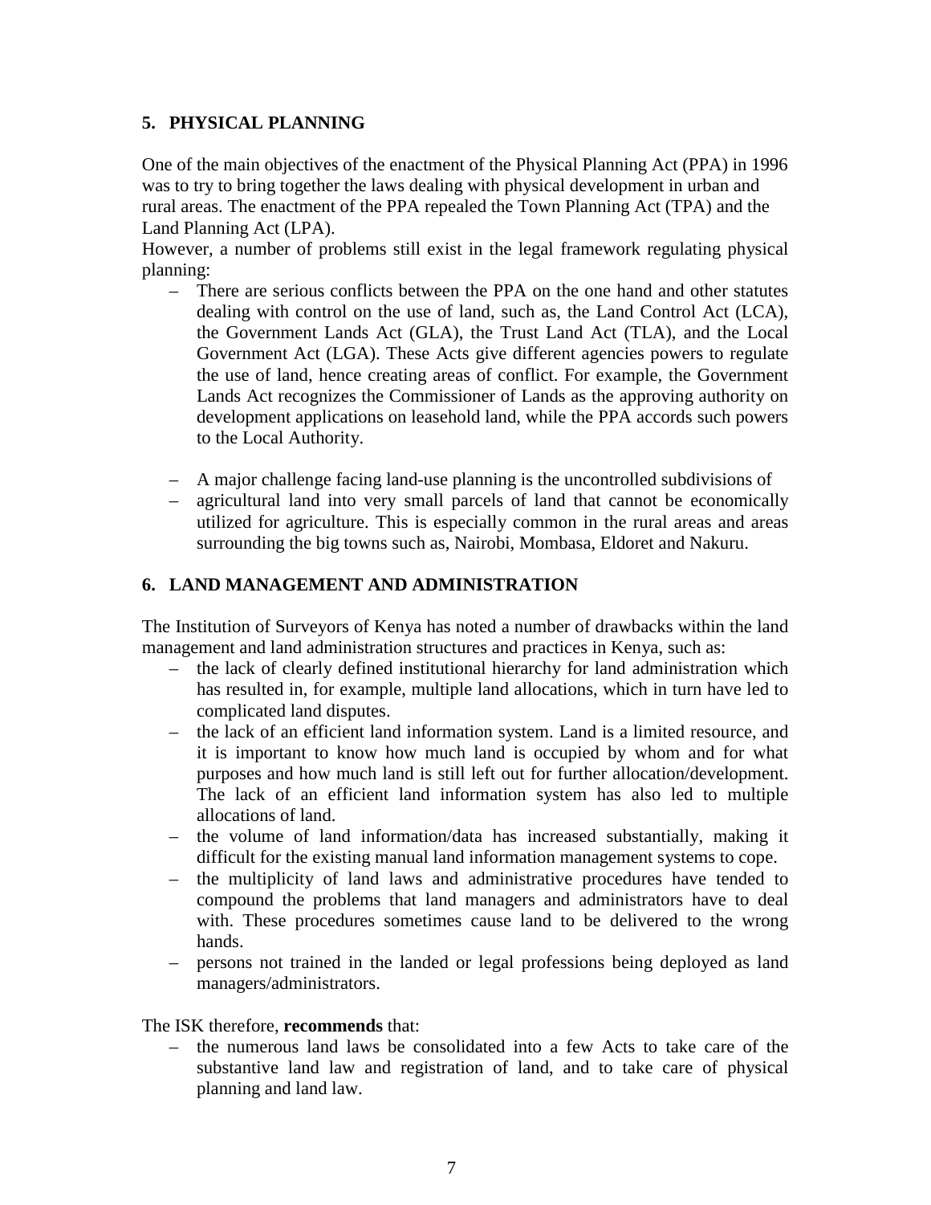## 5. PHYSICAL PLANNING

One of the main objectives of the enactment of the Physical Planning Act (PPA) in 1996 was to try to bring together the laws dealing with physical development in urban and rural areas. The enactment of the PPA repealed the Town Planning Act (TPA) and the Land Planning Act (LPA).

However, a number of problems still exist in the legal framework regulating physical planning:

- There are serious conflicts between the PPA on the one hand and other statutes dealing with control on the use of land, such as, the Land Control Act (LCA), the Government Lands Act (GLA), the Trust Land Act (TLA), and the Local Government Act (LGA). These Acts give different agencies powers to regulate the use of land, hence creating areas of conflict. For example, the Government Lands Act recognizes the Commissioner of Lands as the approving authority on development applications on leasehold land, while the PPA accords such powers to the Local Authority.

- A major challenge facing land-use planning is the uncontrolled subdivisions of
- agricultural land into very small parcels of land that cannot be economically utilized for agriculture. This is especially common in the rural areas and areas surrounding the big towns such as, Nairobi, Mombasa, Eldoret and Nakuru.

## 6. LAND MANAGEMENT AND ADMINISTRATION

The Institution of Surveyors of Kenya has noted a number of drawbacks within the land management and land administration structures and practices in Kenya, such as:

- the lack of clearly defined institutional hierarchy for land administration which has resulted in, for example, multiple land allocations, which in turn have led to complicated land disputes.
- the lack of an efficient land information system. Land is a limited resource, and it is important to know how much land is occupied by whom and for what purposes and how much land is still left out for further allocation/development. The lack of an efficient land information system has also led to multiple allocations of land.
- the volume of land information/data has increased substantially, making it difficult for the existing manual land information management systems to cope.
- the multiplicity of land laws and administrative procedures have tended to compound the problems that land managers and administrators have to deal with. These procedures sometimes cause land to be delivered to the wrong hands.
- persons not trained in the landed or legal professions being deployed as land managers/administrators.

The ISK therefore, **recommends** that:

- the numerous land laws be consolidated into a few Acts to take care of the substantive land law and registration of land, and to take care of physical planning and land law.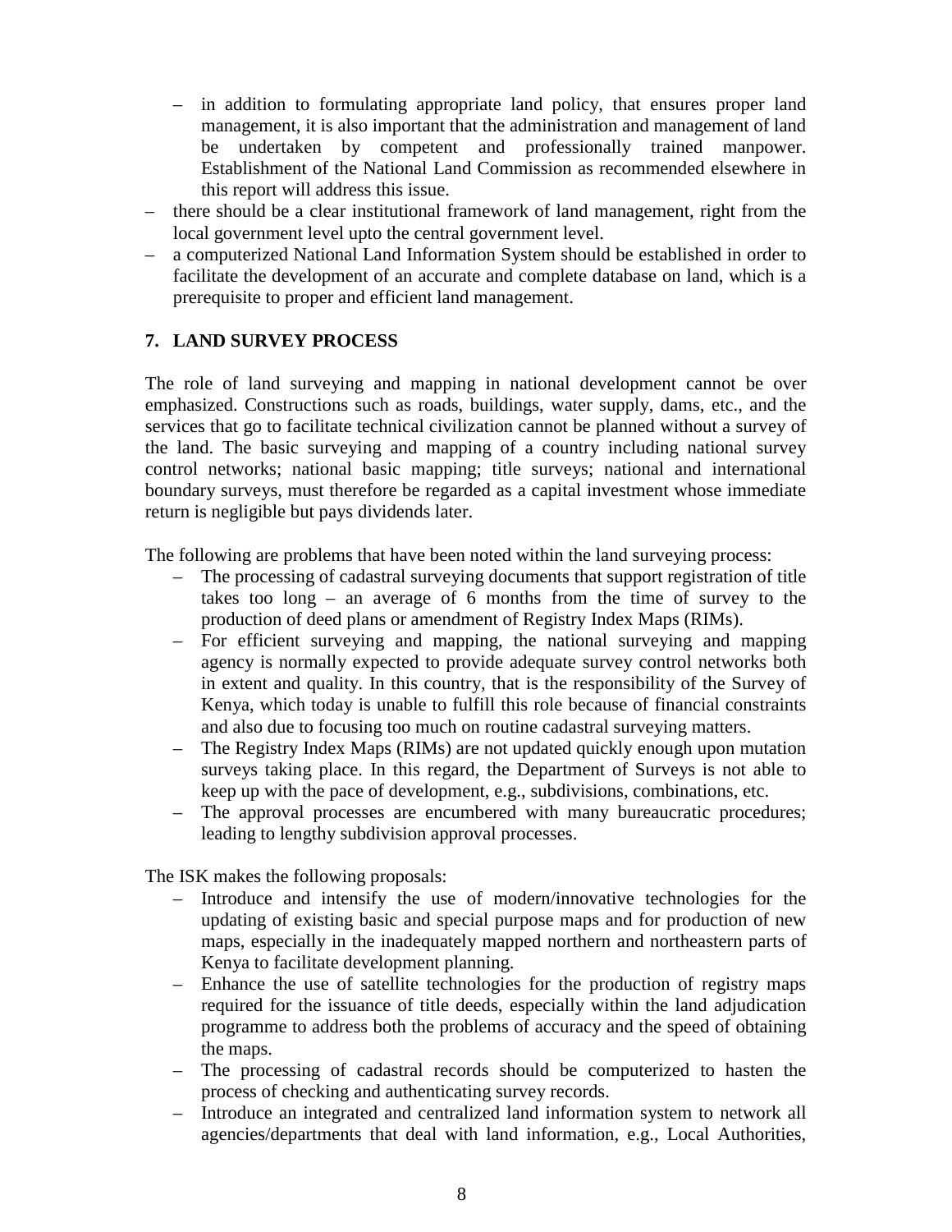- in addition to formulating appropriate land policy, that ensures proper land management, it is also important that the administration and management of land be undertaken by competent and professionally trained manpower. Establishment of the National Land Commission as recommended elsewhere in this report will address this issue.
- there should be a clear institutional framework of land management, right from the local government level upto the central government level.
- a computerized National Land Information System should be established in order to facilitate the development of an accurate and complete database on land, which is a prerequisite to proper and efficient land management.

## 7. LAND SURVEY PROCESS

The role of land surveying and mapping in national development cannot be over emphasized. Constructions such as roads, buildings, water supply, dams, etc., and the services that go to facilitate technical civilization cannot be planned without a survey of the land. The basic surveying and mapping of a country including national survey control networks; national basic mapping; title surveys; national and international boundary surveys, must therefore be regarded as a capital investment whose immediate return is negligible but pays dividends later.

The following are problems that have been noted within the land surveying process:

- The processing of cadastral surveying documents that support registration of title takes too long – an average of 6 months from the time of survey to the production of deed plans or amendment of Registry Index Maps (RIMs).
- For efficient surveying and mapping, the national surveying and mapping agency is normally expected to provide adequate survey control networks both in extent and quality. In this country, that is the responsibility of the Survey of Kenya, which today is unable to fulfill this role because of financial constraints and also due to focusing too much on routine cadastral surveying matters.
- The Registry Index Maps (RIMs) are not updated quickly enough upon mutation surveys taking place. In this regard, the Department of Surveys is not able to keep up with the pace of development, e.g., subdivisions, combinations, etc.
- The approval processes are encumbered with many bureaucratic procedures; leading to lengthy subdivision approval processes.

The ISK makes the following proposals:

- Introduce and intensify the use of modern/innovative technologies for the updating of existing basic and special purpose maps and for production of new maps, especially in the inadequately mapped northern and northeastern parts of Kenya to facilitate development planning.
- Enhance the use of satellite technologies for the production of registry maps required for the issuance of title deeds, especially within the land adjudication programme to address both the problems of accuracy and the speed of obtaining the maps.
- The processing of cadastral records should be computerized to hasten the process of checking and authenticating survey records.
- Introduce an integrated and centralized land information system to network all agencies/departments that deal with land information, e.g., Local Authorities,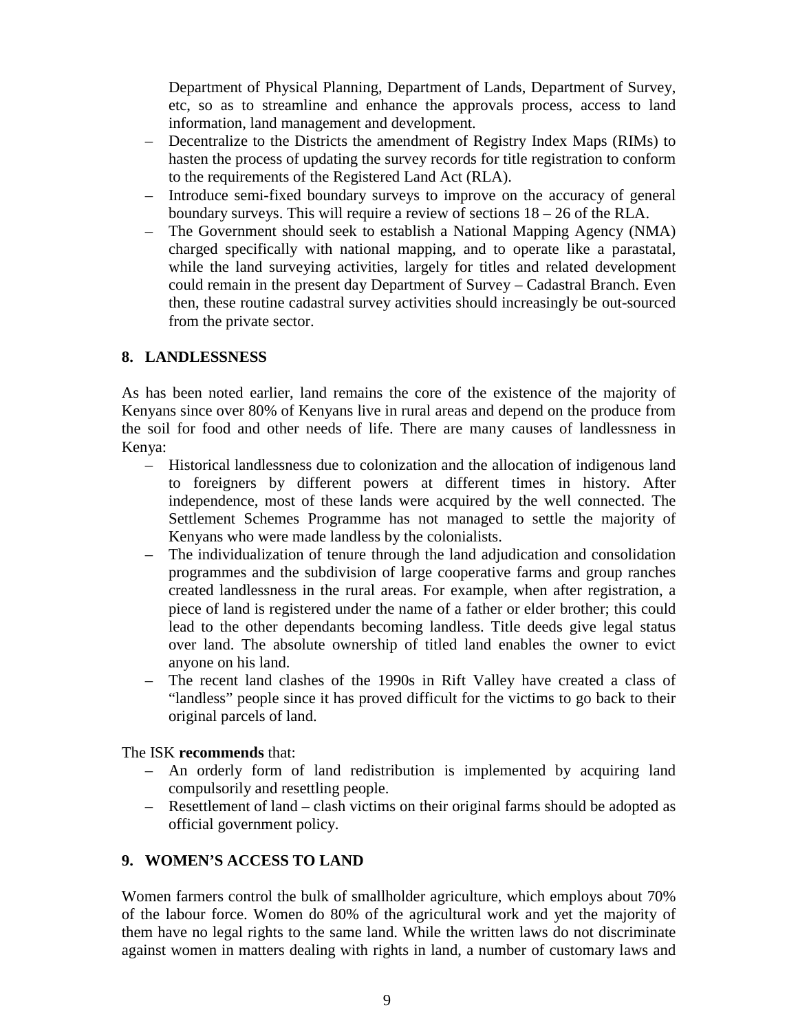Department of Physical Planning, Department of Lands, Department of Survey, etc, so as to streamline and enhance the approvals process, access to land information, land management and development.

- Decentralize to the Districts the amendment of Registry Index Maps (RIMs) to hasten the process of updating the survey records for title registration to conform to the requirements of the Registered Land Act (RLA).
- Introduce semi-fixed boundary surveys to improve on the accuracy of general boundary surveys. This will require a review of sections 18 – 26 of the RLA.
- The Government should seek to establish a National Mapping Agency (NMA) charged specifically with national mapping, and to operate like a parastatal, while the land surveying activities, largely for titles and related development could remain in the present day Department of Survey – Cadastral Branch. Even then, these routine cadastral survey activities should increasingly be out-sourced from the private sector.

## 8. LANDLESSNESS

As has been noted earlier, land remains the core of the existence of the majority of Kenyans since over 80% of Kenyans live in rural areas and depend on the produce from the soil for food and other needs of life. There are many causes of landlessness in Kenya:

- Historical landlessness due to colonization and the allocation of indigenous land to foreigners by different powers at different times in history. After independence, most of these lands were acquired by the well connected. The Settlement Schemes Programme has not managed to settle the majority of Kenyans who were made landless by the colonialists.
- The individualization of tenure through the land adjudication and consolidation programmes and the subdivision of large cooperative farms and group ranches created landlessness in the rural areas. For example, when after registration, a piece of land is registered under the name of a father or elder brother; this could lead to the other dependants becoming landless. Title deeds give legal status over land. The absolute ownership of titled land enables the owner to evict anyone on his land.
- The recent land clashes of the 1990s in Rift Valley have created a class of "landless" people since it has proved difficult for the victims to go back to their original parcels of land.

The ISK **recommends** that:

- An orderly form of land redistribution is implemented by acquiring land compulsorily and resettling people.
- Resettlement of land – clash victims on their original farms should be adopted as official government policy.

## 9. WOMEN'S ACCESS TO LAND

Women farmers control the bulk of smallholder agriculture, which employs about 70% of the labour force. Women do 80% of the agricultural work and yet the majority of them have no legal rights to the same land. While the written laws do not discriminate against women in matters dealing with rights in land, a number of customary laws and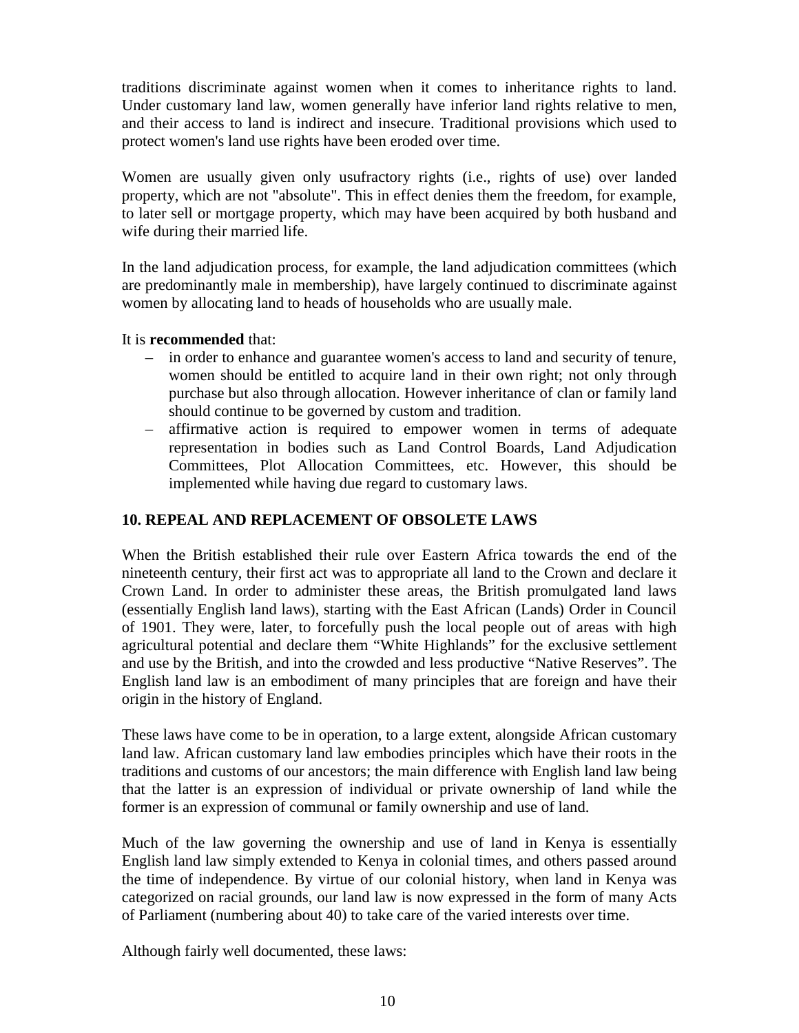traditions discriminate against women when it comes to inheritance rights to land. Under customary land law, women generally have inferior land rights relative to men, and their access to land is indirect and insecure. Traditional provisions which used to protect women's land use rights have been eroded over time.

Women are usually given only usufractory rights (i.e., rights of use) over landed property, which are not "absolute". This in effect denies them the freedom, for example, to later sell or mortgage property, which may have been acquired by both husband and wife during their married life.

In the land adjudication process, for example, the land adjudication committees (which are predominantly male in membership), have largely continued to discriminate against women by allocating land to heads of households who are usually male.

It is **recommended** that:

- in order to enhance and guarantee women's access to land and security of tenure, women should be entitled to acquire land in their own right; not only through purchase but also through allocation. However inheritance of clan or family land should continue to be governed by custom and tradition.
- affirmative action is required to empower women in terms of adequate representation in bodies such as Land Control Boards, Land Adjudication Committees, Plot Allocation Committees, etc. However, this should be implemented while having due regard to customary laws.

## 10. REPEAL AND REPLACEMENT OF OBSOLETE LAWS

When the British established their rule over Eastern Africa towards the end of the nineteenth century, their first act was to appropriate all land to the Crown and declare it Crown Land. In order to administer these areas, the British promulgated land laws (essentially English land laws), starting with the East African (Lands) Order in Council of 1901. They were, later, to forcefully push the local people out of areas with high agricultural potential and declare them "White Highlands" for the exclusive settlement and use by the British, and into the crowded and less productive "Native Reserves". The English land law is an embodiment of many principles that are foreign and have their origin in the history of England.

These laws have come to be in operation, to a large extent, alongside African customary land law. African customary land law embodies principles which have their roots in the traditions and customs of our ancestors; the main difference with English land law being that the latter is an expression of individual or private ownership of land while the former is an expression of communal or family ownership and use of land.

Much of the law governing the ownership and use of land in Kenya is essentially English land law simply extended to Kenya in colonial times, and others passed around the time of independence. By virtue of our colonial history, when land in Kenya was categorized on racial grounds, our land law is now expressed in the form of many Acts of Parliament (numbering about 40) to take care of the varied interests over time.

Although fairly well documented, these laws: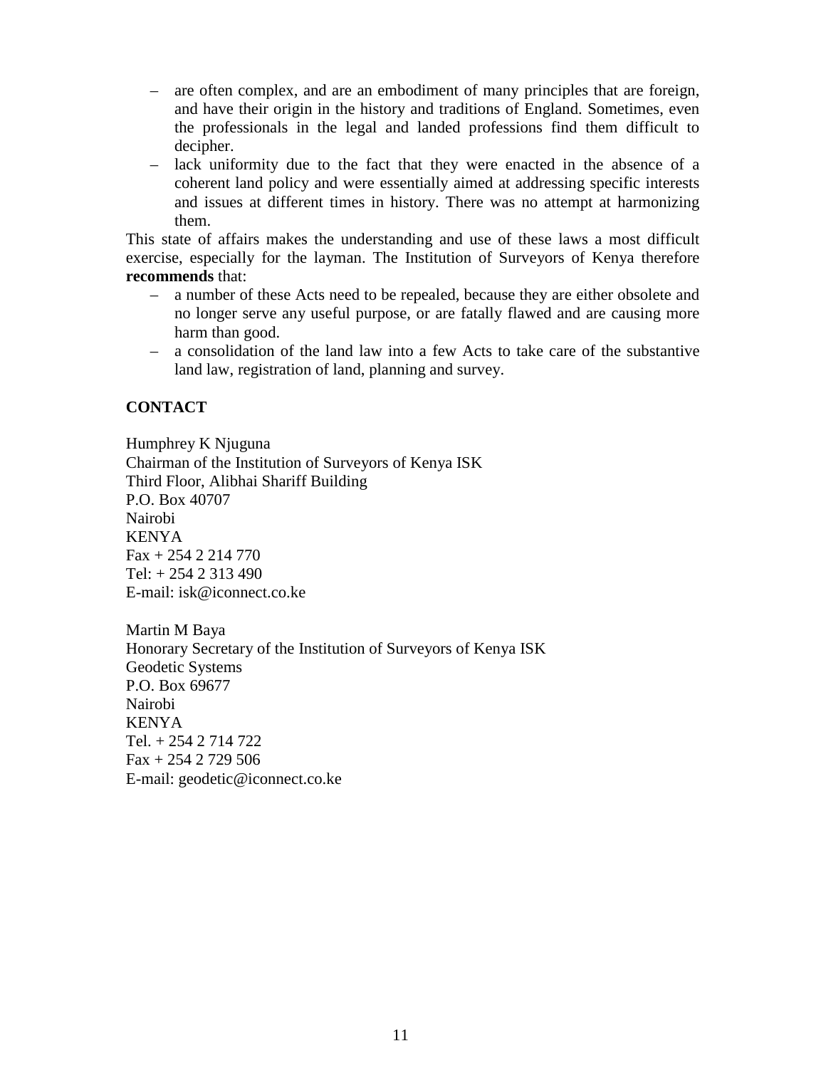- are often complex, and are an embodiment of many principles that are foreign, and have their origin in the history and traditions of England. Sometimes, even the professionals in the legal and landed professions find them difficult to decipher.
- lack uniformity due to the fact that they were enacted in the absence of a coherent land policy and were essentially aimed at addressing specific interests and issues at different times in history. There was no attempt at harmonizing them.

This state of affairs makes the understanding and use of these laws a most difficult exercise, especially for the layman. The Institution of Surveyors of Kenya therefore **recommends** that:

- a number of these Acts need to be repealed, because they are either obsolete and no longer serve any useful purpose, or are fatally flawed and are causing more harm than good.
- a consolidation of the land law into a few Acts to take care of the substantive land law, registration of land, planning and survey.

**CONTACT**

Humphrey K Njuguna
Chairman of the Institution of Surveyors of Kenya ISK
Third Floor, Alibhai Shariff Building
P.O. Box 40707
Nairobi
KENYA
Fax + 254 2 214 770
Tel: + 254 2 313 490
E-mail: isk@iconnect.co.ke

Martin M Baya
Honorary Secretary of the Institution of Surveyors of Kenya ISK
Geodetic Systems
P.O. Box 69677
Nairobi
KENYA
Tel. + 254 2 714 722
Fax + 254 2 729 506
E-mail: geodetic@iconnect.co.ke